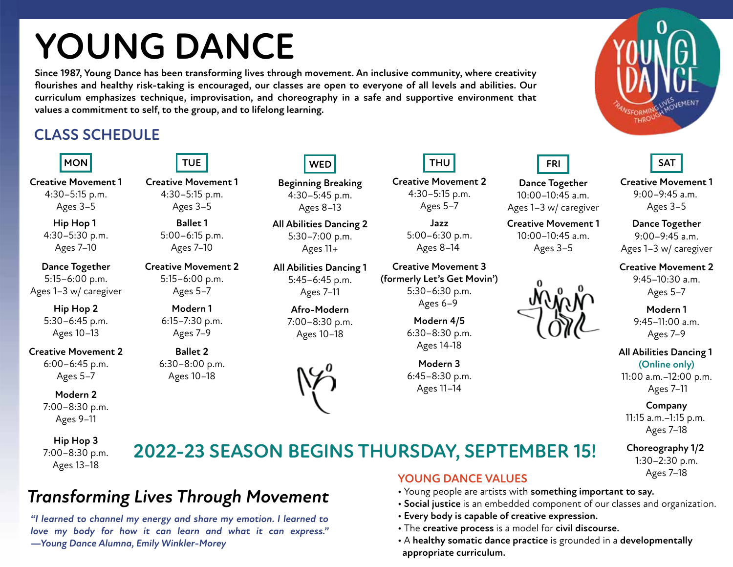# YOUNG DANCE

**Since 1987, Young Dance has been transforming lives through movement. An inclusive community, where creativity flourishes and healthy risk-taking is encouraged, our classes are open to everyone of all levels and abilities. Our curriculum emphasizes technique, improvisation, and choreography in a safe and supportive environment that values a commitment to self, to the group, and to lifelong learning.**

## CLASS SCHEDULE

### MON

**Creative Movement 1**
4:30–5:15 p.m.
Ages 3–5

**Hip Hop 1**
4:30–5:30 p.m.
Ages 7–10

**Dance Together**
5:15–6:00 p.m.
Ages 1–3 w/ caregiver

**Hip Hop 2**
5:30–6:45 p.m.
Ages 10–13

**Creative Movement 2**
6:00–6:45 p.m.
Ages 5–7

**Modern 2**
7:00–8:30 p.m.
Ages 9–11

**Hip Hop 3**
7:00–8:30 p.m.
Ages 13–18

### TUE

**Creative Movement 1**
4:30–5:15 p.m.
Ages 3–5

**Ballet 1**
5:00–6:15 p.m.
Ages 7–10

**Creative Movement 2**
5:15–6:00 p.m.
Ages 5–7

**Modern 1**
6:15–7:30 p.m.
Ages 7–9

**Ballet 2**
6:30–8:00 p.m.
Ages 10–18

### WED

**Beginning Breaking**
4:30–5:45 p.m.
Ages 8–13

**All Abilities Dancing 2**
5:30–7:00 p.m.
Ages 11+

**All Abilities Dancing 1**
5:45–6:45 p.m.
Ages 7–11

**Afro-Modern**
7:00–8:30 p.m.
Ages 10–18

### THU

**Creative Movement 2**
4:30–5:15 p.m.
Ages 5–7

**Jazz**
5:00–6:30 p.m.
Ages 8–14

**Creative Movement 3 (formerly Let's Get Movin')**
5:30–6:30 p.m.
Ages 6–9

**Modern 4/5**
6:30–8:30 p.m.
Ages 14-18

**Modern 3**
6:45–8:30 p.m.
Ages 11–14

### FRI

**Dance Together**
10:00–10:45 a.m.
Ages 1–3 w/ caregiver

**Creative Movement 1**
10:00–10:45 a.m.
Ages 3–5

### SAT

**Creative Movement 1**
9:00–9:45 a.m.
Ages 3–5

**Dance Together**
9:00–9:45 a.m.
Ages 1–3 w/ caregiver

**Creative Movement 2**
9:45–10:30 a.m.
Ages 5–7

**Modern 1**
9:45–11:00 a.m.
Ages 7–9

**All Abilities Dancing 1**
**(Online only)**
11:00 a.m.–12:00 p.m.
Ages 7–11

**Company**
11:15 a.m.–1:15 p.m.
Ages 7–18

**Choreography 1/2**
1:30–2:30 p.m.
Ages 7–18

## 2022-23 SEASON BEGINS THURSDAY, SEPTEMBER 15!

## *Transforming Lives Through Movement*

*"I learned to channel my energy and share my emotion. I learned to love my body for how it can learn and what it can express."*
***—Young Dance Alumna, Emily Winkler-Morey***

## YOUNG DANCE VALUES

- Young people are artists with **something important to say.**
- **Social justice** is an embedded component of our classes and organization.
- **Every body is capable of creative expression.**
- The **creative process** is a model for **civil discourse.**
- A **healthy somatic dance practice** is grounded in a **developmentally appropriate curriculum.**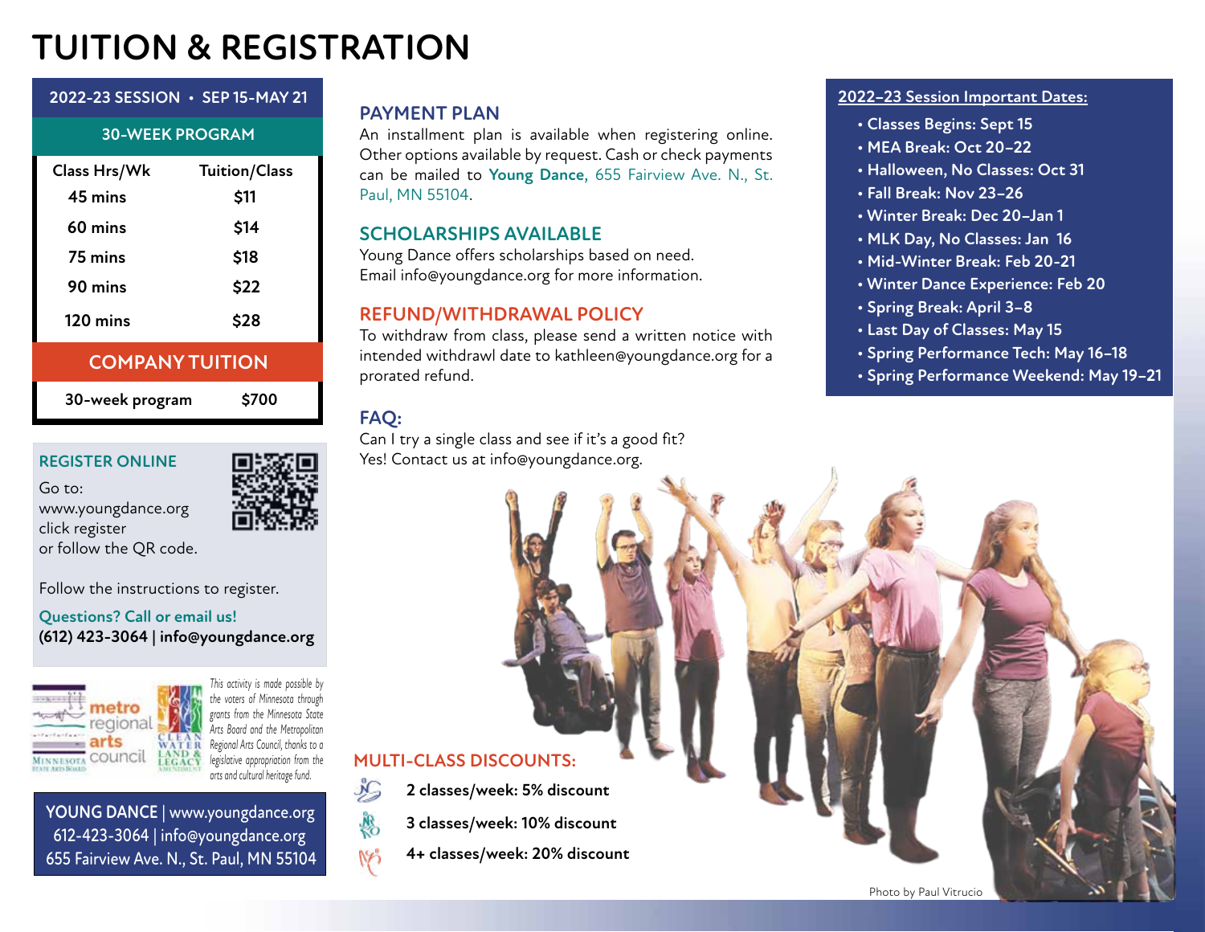# TUITION & REGISTRATION

**2022-23 SESSION • SEP 15-MAY 21**

**30-WEEK PROGRAM**

| Class Hrs/Wk | Tuition/Class |
|---|---|
| 45 mins | $11 |
| 60 mins | $14 |
| 75 mins | $18 |
| 90 mins | $22 |
| 120 mins | $28 |

**COMPANY TUITION**

| | |
|---|---|
| 30-week program | $700 |

## REGISTER ONLINE

Go to:
www.youngdance.org
click register
or follow the QR code.

Follow the instructions to register.

**Questions? Call or email us!**
**(612) 423-3064 | info@youngdance.org**

*This activity is made possible by the voters of Minnesota through grants from the Minnesota State Arts Board and the Metropolitan Regional Arts Council, thanks to a legislative appropriation from the arts and cultural heritage fund.*

**YOUNG DANCE** | www.youngdance.org
612-423-3064 | info@youngdance.org
655 Fairview Ave. N., St. Paul, MN 55104

## PAYMENT PLAN

An installment plan is available when registering online. Other options available by request. Cash or check payments can be mailed to **Young Dance**, 655 Fairview Ave. N., St. Paul, MN 55104.

## SCHOLARSHIPS AVAILABLE

Young Dance offers scholarships based on need.
Email info@youngdance.org for more information.

## REFUND/WITHDRAWAL POLICY

To withdraw from class, please send a written notice with intended withdrawl date to kathleen@youngdance.org for a prorated refund.

## FAQ:

Can I try a single class and see if it's a good fit?
Yes! Contact us at info@youngdance.org.

## 2022–23 Session Important Dates:

- Classes Begins: Sept 15
- MEA Break: Oct 20–22
- Halloween, No Classes: Oct 31
- Fall Break: Nov 23–26
- Winter Break: Dec 20–Jan 1
- MLK Day, No Classes: Jan 16
- Mid-Winter Break: Feb 20-21
- Winter Dance Experience: Feb 20
- Spring Break: April 3–8
- Last Day of Classes: May 15
- Spring Performance Tech: May 16–18
- Spring Performance Weekend: May 19–21

## MULTI-CLASS DISCOUNTS:

- **2 classes/week: 5% discount**
- **3 classes/week: 10% discount**
- **4+ classes/week: 20% discount**

Photo by Paul Vitrucio